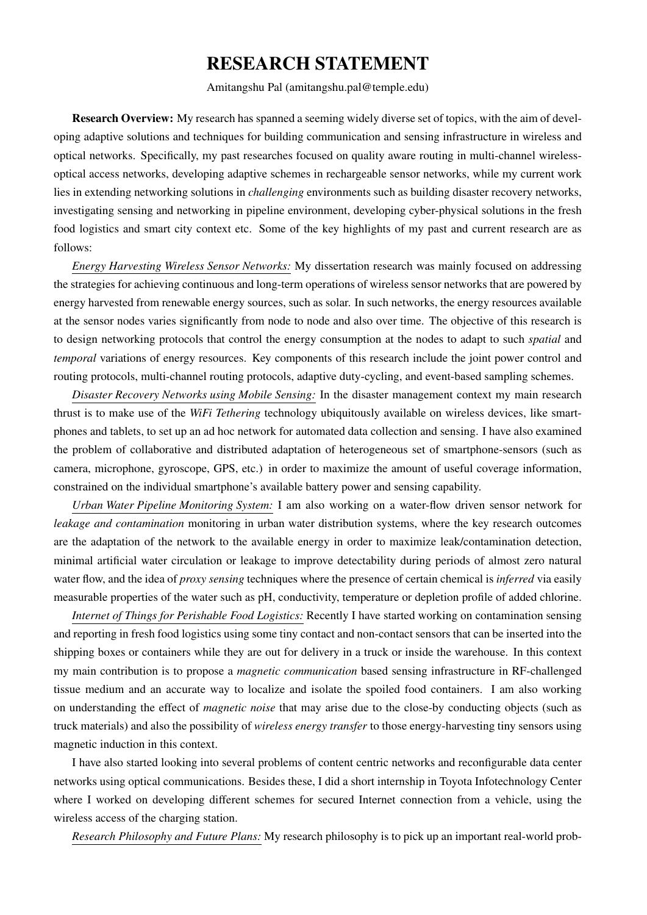# RESEARCH STATEMENT

Amitangshu Pal (amitangshu.pal@temple.edu)

**Research Overview:** My research has spanned a seeming widely diverse set of topics, with the aim of developing adaptive solutions and techniques for building communication and sensing infrastructure in wireless and optical networks. Specifically, my past researches focused on quality aware routing in multi-channel wireless-optical access networks, developing adaptive schemes in rechargeable sensor networks, while my current work lies in extending networking solutions in *challenging* environments such as building disaster recovery networks, investigating sensing and networking in pipeline environment, developing cyber-physical solutions in the fresh food logistics and smart city context etc. Some of the key highlights of my past and current research are as follows:

*Energy Harvesting Wireless Sensor Networks:* My dissertation research was mainly focused on addressing the strategies for achieving continuous and long-term operations of wireless sensor networks that are powered by energy harvested from renewable energy sources, such as solar. In such networks, the energy resources available at the sensor nodes varies significantly from node to node and also over time. The objective of this research is to design networking protocols that control the energy consumption at the nodes to adapt to such *spatial* and *temporal* variations of energy resources. Key components of this research include the joint power control and routing protocols, multi-channel routing protocols, adaptive duty-cycling, and event-based sampling schemes.

*Disaster Recovery Networks using Mobile Sensing:* In the disaster management context my main research thrust is to make use of the *WiFi Tethering* technology ubiquitously available on wireless devices, like smartphones and tablets, to set up an ad hoc network for automated data collection and sensing. I have also examined the problem of collaborative and distributed adaptation of heterogeneous set of smartphone-sensors (such as camera, microphone, gyroscope, GPS, etc.) in order to maximize the amount of useful coverage information, constrained on the individual smartphone's available battery power and sensing capability.

*Urban Water Pipeline Monitoring System:* I am also working on a water-flow driven sensor network for *leakage and contamination* monitoring in urban water distribution systems, where the key research outcomes are the adaptation of the network to the available energy in order to maximize leak/contamination detection, minimal artificial water circulation or leakage to improve detectability during periods of almost zero natural water flow, and the idea of *proxy sensing* techniques where the presence of certain chemical is *inferred* via easily measurable properties of the water such as pH, conductivity, temperature or depletion profile of added chlorine.

*Internet of Things for Perishable Food Logistics:* Recently I have started working on contamination sensing and reporting in fresh food logistics using some tiny contact and non-contact sensors that can be inserted into the shipping boxes or containers while they are out for delivery in a truck or inside the warehouse. In this context my main contribution is to propose a *magnetic communication* based sensing infrastructure in RF-challenged tissue medium and an accurate way to localize and isolate the spoiled food containers. I am also working on understanding the effect of *magnetic noise* that may arise due to the close-by conducting objects (such as truck materials) and also the possibility of *wireless energy transfer* to those energy-harvesting tiny sensors using magnetic induction in this context.

I have also started looking into several problems of content centric networks and reconfigurable data center networks using optical communications. Besides these, I did a short internship in Toyota Infotechnology Center where I worked on developing different schemes for secured Internet connection from a vehicle, using the wireless access of the charging station.

*Research Philosophy and Future Plans:* My research philosophy is to pick up an important real-world prob-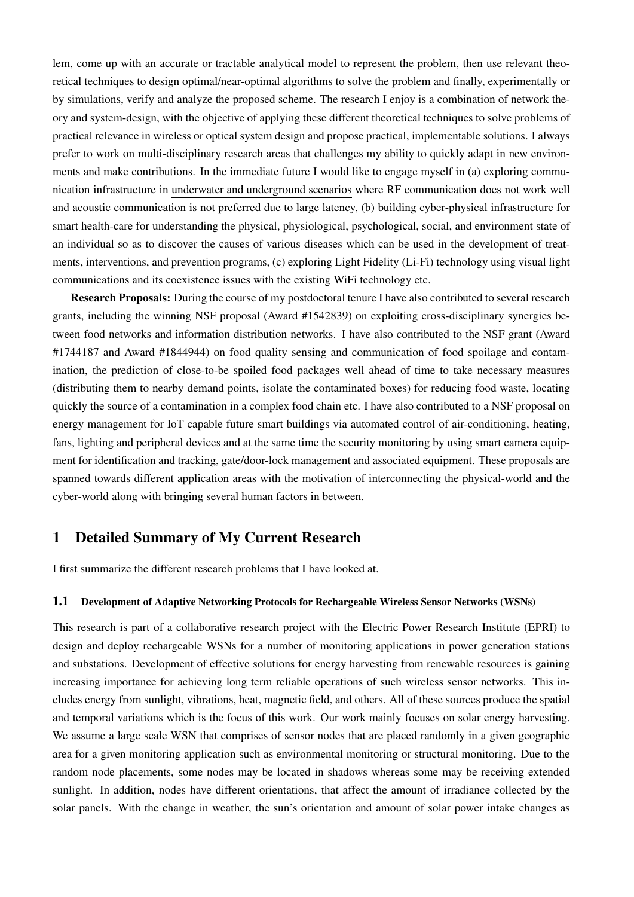lem, come up with an accurate or tractable analytical model to represent the problem, then use relevant theoretical techniques to design optimal/near-optimal algorithms to solve the problem and finally, experimentally or by simulations, verify and analyze the proposed scheme. The research I enjoy is a combination of network theory and system-design, with the objective of applying these different theoretical techniques to solve problems of practical relevance in wireless or optical system design and propose practical, implementable solutions. I always prefer to work on multi-disciplinary research areas that challenges my ability to quickly adapt in new environments and make contributions. In the immediate future I would like to engage myself in (a) exploring communication infrastructure in underwater and underground scenarios where RF communication does not work well and acoustic communication is not preferred due to large latency, (b) building cyber-physical infrastructure for smart health-care for understanding the physical, physiological, psychological, social, and environment state of an individual so as to discover the causes of various diseases which can be used in the development of treatments, interventions, and prevention programs, (c) exploring Light Fidelity (Li-Fi) technology using visual light communications and its coexistence issues with the existing WiFi technology etc.

**Research Proposals:** During the course of my postdoctoral tenure I have also contributed to several research grants, including the winning NSF proposal (Award #1542839) on exploiting cross-disciplinary synergies between food networks and information distribution networks. I have also contributed to the NSF grant (Award #1744187 and Award #1844944) on food quality sensing and communication of food spoilage and contamination, the prediction of close-to-be spoiled food packages well ahead of time to take necessary measures (distributing them to nearby demand points, isolate the contaminated boxes) for reducing food waste, locating quickly the source of a contamination in a complex food chain etc. I have also contributed to a NSF proposal on energy management for IoT capable future smart buildings via automated control of air-conditioning, heating, fans, lighting and peripheral devices and at the same time the security monitoring by using smart camera equipment for identification and tracking, gate/door-lock management and associated equipment. These proposals are spanned towards different application areas with the motivation of interconnecting the physical-world and the cyber-world along with bringing several human factors in between.

# 1 Detailed Summary of My Current Research

I first summarize the different research problems that I have looked at.

## 1.1 Development of Adaptive Networking Protocols for Rechargeable Wireless Sensor Networks (WSNs)

This research is part of a collaborative research project with the Electric Power Research Institute (EPRI) to design and deploy rechargeable WSNs for a number of monitoring applications in power generation stations and substations. Development of effective solutions for energy harvesting from renewable resources is gaining increasing importance for achieving long term reliable operations of such wireless sensor networks. This includes energy from sunlight, vibrations, heat, magnetic field, and others. All of these sources produce the spatial and temporal variations which is the focus of this work. Our work mainly focuses on solar energy harvesting. We assume a large scale WSN that comprises of sensor nodes that are placed randomly in a given geographic area for a given monitoring application such as environmental monitoring or structural monitoring. Due to the random node placements, some nodes may be located in shadows whereas some may be receiving extended sunlight. In addition, nodes have different orientations, that affect the amount of irradiance collected by the solar panels. With the change in weather, the sun's orientation and amount of solar power intake changes as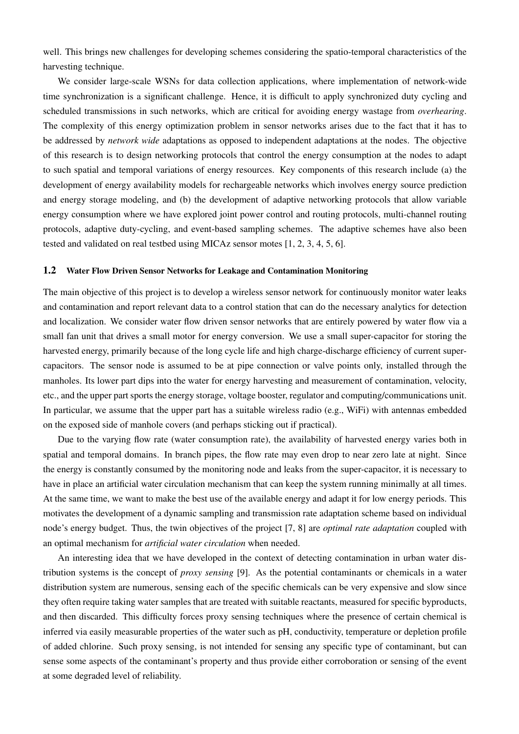well. This brings new challenges for developing schemes considering the spatio-temporal characteristics of the harvesting technique.

We consider large-scale WSNs for data collection applications, where implementation of network-wide time synchronization is a significant challenge. Hence, it is difficult to apply synchronized duty cycling and scheduled transmissions in such networks, which are critical for avoiding energy wastage from *overhearing*. The complexity of this energy optimization problem in sensor networks arises due to the fact that it has to be addressed by *network wide* adaptations as opposed to independent adaptations at the nodes. The objective of this research is to design networking protocols that control the energy consumption at the nodes to adapt to such spatial and temporal variations of energy resources. Key components of this research include (a) the development of energy availability models for rechargeable networks which involves energy source prediction and energy storage modeling, and (b) the development of adaptive networking protocols that allow variable energy consumption where we have explored joint power control and routing protocols, multi-channel routing protocols, adaptive duty-cycling, and event-based sampling schemes. The adaptive schemes have also been tested and validated on real testbed using MICAz sensor motes [1, 2, 3, 4, 5, 6].

### 1.2 Water Flow Driven Sensor Networks for Leakage and Contamination Monitoring

The main objective of this project is to develop a wireless sensor network for continuously monitor water leaks and contamination and report relevant data to a control station that can do the necessary analytics for detection and localization. We consider water flow driven sensor networks that are entirely powered by water flow via a small fan unit that drives a small motor for energy conversion. We use a small super-capacitor for storing the harvested energy, primarily because of the long cycle life and high charge-discharge efficiency of current super-capacitors. The sensor node is assumed to be at pipe connection or valve points only, installed through the manholes. Its lower part dips into the water for energy harvesting and measurement of contamination, velocity, etc., and the upper part sports the energy storage, voltage booster, regulator and computing/communications unit. In particular, we assume that the upper part has a suitable wireless radio (e.g., WiFi) with antennas embedded on the exposed side of manhole covers (and perhaps sticking out if practical).

Due to the varying flow rate (water consumption rate), the availability of harvested energy varies both in spatial and temporal domains. In branch pipes, the flow rate may even drop to near zero late at night. Since the energy is constantly consumed by the monitoring node and leaks from the super-capacitor, it is necessary to have in place an artificial water circulation mechanism that can keep the system running minimally at all times. At the same time, we want to make the best use of the available energy and adapt it for low energy periods. This motivates the development of a dynamic sampling and transmission rate adaptation scheme based on individual node's energy budget. Thus, the twin objectives of the project [7, 8] are *optimal rate adaptation* coupled with an optimal mechanism for *artificial water circulation* when needed.

An interesting idea that we have developed in the context of detecting contamination in urban water distribution systems is the concept of *proxy sensing* [9]. As the potential contaminants or chemicals in a water distribution system are numerous, sensing each of the specific chemicals can be very expensive and slow since they often require taking water samples that are treated with suitable reactants, measured for specific byproducts, and then discarded. This difficulty forces proxy sensing techniques where the presence of certain chemical is inferred via easily measurable properties of the water such as pH, conductivity, temperature or depletion profile of added chlorine. Such proxy sensing, is not intended for sensing any specific type of contaminant, but can sense some aspects of the contaminant's property and thus provide either corroboration or sensing of the event at some degraded level of reliability.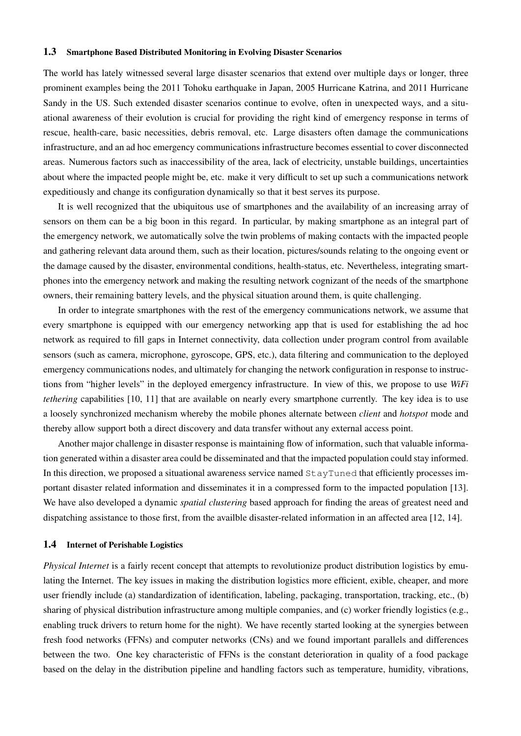### 1.3 Smartphone Based Distributed Monitoring in Evolving Disaster Scenarios

The world has lately witnessed several large disaster scenarios that extend over multiple days or longer, three prominent examples being the 2011 Tohoku earthquake in Japan, 2005 Hurricane Katrina, and 2011 Hurricane Sandy in the US. Such extended disaster scenarios continue to evolve, often in unexpected ways, and a situational awareness of their evolution is crucial for providing the right kind of emergency response in terms of rescue, health-care, basic necessities, debris removal, etc. Large disasters often damage the communications infrastructure, and an ad hoc emergency communications infrastructure becomes essential to cover disconnected areas. Numerous factors such as inaccessibility of the area, lack of electricity, unstable buildings, uncertainties about where the impacted people might be, etc. make it very difficult to set up such a communications network expeditiously and change its configuration dynamically so that it best serves its purpose.

It is well recognized that the ubiquitous use of smartphones and the availability of an increasing array of sensors on them can be a big boon in this regard. In particular, by making smartphone as an integral part of the emergency network, we automatically solve the twin problems of making contacts with the impacted people and gathering relevant data around them, such as their location, pictures/sounds relating to the ongoing event or the damage caused by the disaster, environmental conditions, health-status, etc. Nevertheless, integrating smartphones into the emergency network and making the resulting network cognizant of the needs of the smartphone owners, their remaining battery levels, and the physical situation around them, is quite challenging.

In order to integrate smartphones with the rest of the emergency communications network, we assume that every smartphone is equipped with our emergency networking app that is used for establishing the ad hoc network as required to fill gaps in Internet connectivity, data collection under program control from available sensors (such as camera, microphone, gyroscope, GPS, etc.), data filtering and communication to the deployed emergency communications nodes, and ultimately for changing the network configuration in response to instructions from "higher levels" in the deployed emergency infrastructure. In view of this, we propose to use *WiFi tethering* capabilities [10, 11] that are available on nearly every smartphone currently. The key idea is to use a loosely synchronized mechanism whereby the mobile phones alternate between *client* and *hotspot* mode and thereby allow support both a direct discovery and data transfer without any external access point.

Another major challenge in disaster response is maintaining flow of information, such that valuable information generated within a disaster area could be disseminated and that the impacted population could stay informed. In this direction, we proposed a situational awareness service named `StayTuned` that efficiently processes important disaster related information and disseminates it in a compressed form to the impacted population [13]. We have also developed a dynamic *spatial clustering* based approach for finding the areas of greatest need and dispatching assistance to those first, from the availble disaster-related information in an affected area [12, 14].

### 1.4 Internet of Perishable Logistics

*Physical Internet* is a fairly recent concept that attempts to revolutionize product distribution logistics by emulating the Internet. The key issues in making the distribution logistics more efficient, exible, cheaper, and more user friendly include (a) standardization of identification, labeling, packaging, transportation, tracking, etc., (b) sharing of physical distribution infrastructure among multiple companies, and (c) worker friendly logistics (e.g., enabling truck drivers to return home for the night). We have recently started looking at the synergies between fresh food networks (FFNs) and computer networks (CNs) and we found important parallels and differences between the two. One key characteristic of FFNs is the constant deterioration in quality of a food package based on the delay in the distribution pipeline and handling factors such as temperature, humidity, vibrations,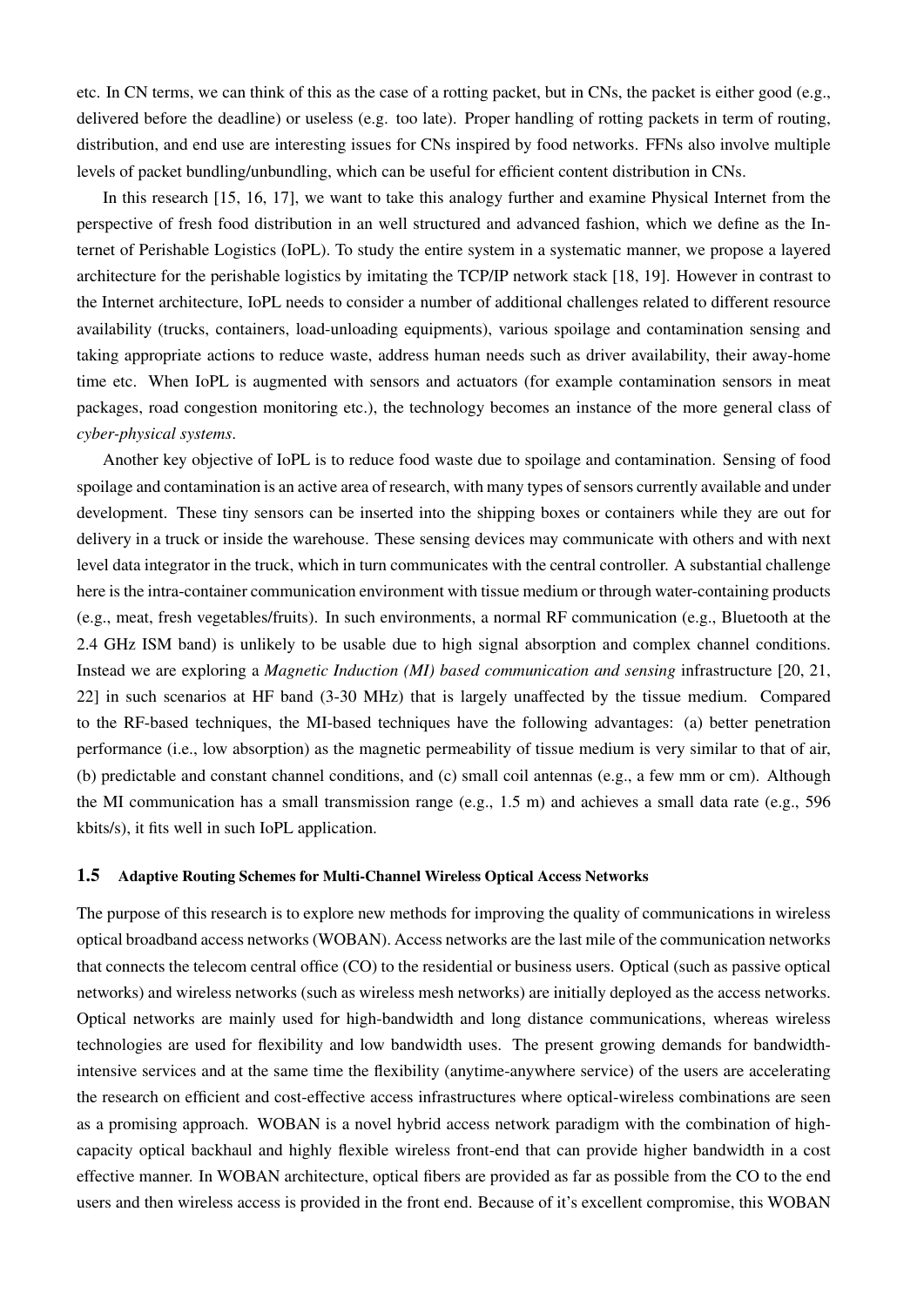etc. In CN terms, we can think of this as the case of a rotting packet, but in CNs, the packet is either good (e.g., delivered before the deadline) or useless (e.g. too late). Proper handling of rotting packets in term of routing, distribution, and end use are interesting issues for CNs inspired by food networks. FFNs also involve multiple levels of packet bundling/unbundling, which can be useful for efficient content distribution in CNs.

In this research [15, 16, 17], we want to take this analogy further and examine Physical Internet from the perspective of fresh food distribution in an well structured and advanced fashion, which we define as the Internet of Perishable Logistics (IoPL). To study the entire system in a systematic manner, we propose a layered architecture for the perishable logistics by imitating the TCP/IP network stack [18, 19]. However in contrast to the Internet architecture, IoPL needs to consider a number of additional challenges related to different resource availability (trucks, containers, load-unloading equipments), various spoilage and contamination sensing and taking appropriate actions to reduce waste, address human needs such as driver availability, their away-home time etc. When IoPL is augmented with sensors and actuators (for example contamination sensors in meat packages, road congestion monitoring etc.), the technology becomes an instance of the more general class of *cyber-physical systems*.

Another key objective of IoPL is to reduce food waste due to spoilage and contamination. Sensing of food spoilage and contamination is an active area of research, with many types of sensors currently available and under development. These tiny sensors can be inserted into the shipping boxes or containers while they are out for delivery in a truck or inside the warehouse. These sensing devices may communicate with others and with next level data integrator in the truck, which in turn communicates with the central controller. A substantial challenge here is the intra-container communication environment with tissue medium or through water-containing products (e.g., meat, fresh vegetables/fruits). In such environments, a normal RF communication (e.g., Bluetooth at the 2.4 GHz ISM band) is unlikely to be usable due to high signal absorption and complex channel conditions. Instead we are exploring a *Magnetic Induction (MI) based communication and sensing* infrastructure [20, 21, 22] in such scenarios at HF band (3-30 MHz) that is largely unaffected by the tissue medium. Compared to the RF-based techniques, the MI-based techniques have the following advantages: (a) better penetration performance (i.e., low absorption) as the magnetic permeability of tissue medium is very similar to that of air, (b) predictable and constant channel conditions, and (c) small coil antennas (e.g., a few mm or cm). Although the MI communication has a small transmission range (e.g., 1.5 m) and achieves a small data rate (e.g., 596 kbits/s), it fits well in such IoPL application.

### 1.5 Adaptive Routing Schemes for Multi-Channel Wireless Optical Access Networks

The purpose of this research is to explore new methods for improving the quality of communications in wireless optical broadband access networks (WOBAN). Access networks are the last mile of the communication networks that connects the telecom central office (CO) to the residential or business users. Optical (such as passive optical networks) and wireless networks (such as wireless mesh networks) are initially deployed as the access networks. Optical networks are mainly used for high-bandwidth and long distance communications, whereas wireless technologies are used for flexibility and low bandwidth uses. The present growing demands for bandwidth-intensive services and at the same time the flexibility (anytime-anywhere service) of the users are accelerating the research on efficient and cost-effective access infrastructures where optical-wireless combinations are seen as a promising approach. WOBAN is a novel hybrid access network paradigm with the combination of high-capacity optical backhaul and highly flexible wireless front-end that can provide higher bandwidth in a cost effective manner. In WOBAN architecture, optical fibers are provided as far as possible from the CO to the end users and then wireless access is provided in the front end. Because of it's excellent compromise, this WOBAN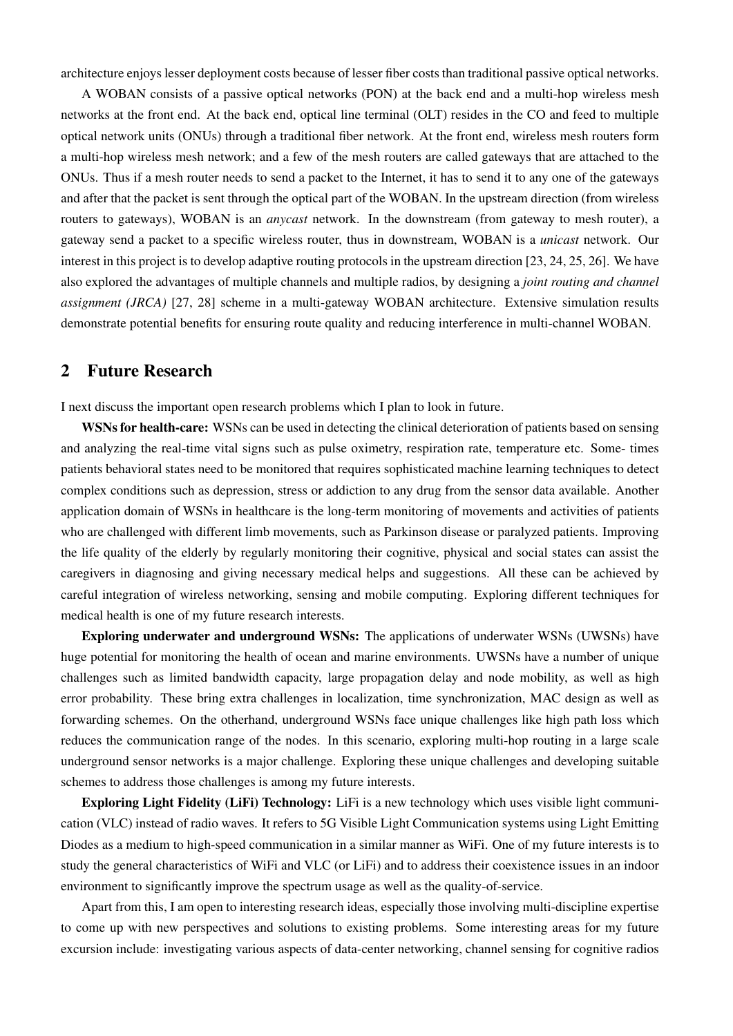architecture enjoys lesser deployment costs because of lesser fiber costs than traditional passive optical networks.

A WOBAN consists of a passive optical networks (PON) at the back end and a multi-hop wireless mesh networks at the front end. At the back end, optical line terminal (OLT) resides in the CO and feed to multiple optical network units (ONUs) through a traditional fiber network. At the front end, wireless mesh routers form a multi-hop wireless mesh network; and a few of the mesh routers are called gateways that are attached to the ONUs. Thus if a mesh router needs to send a packet to the Internet, it has to send it to any one of the gateways and after that the packet is sent through the optical part of the WOBAN. In the upstream direction (from wireless routers to gateways), WOBAN is an *anycast* network. In the downstream (from gateway to mesh router), a gateway send a packet to a specific wireless router, thus in downstream, WOBAN is a *unicast* network. Our interest in this project is to develop adaptive routing protocols in the upstream direction [23, 24, 25, 26]. We have also explored the advantages of multiple channels and multiple radios, by designing a *joint routing and channel assignment (JRCA)* [27, 28] scheme in a multi-gateway WOBAN architecture. Extensive simulation results demonstrate potential benefits for ensuring route quality and reducing interference in multi-channel WOBAN.

## 2 Future Research

I next discuss the important open research problems which I plan to look in future.

**WSNs for health-care:** WSNs can be used in detecting the clinical deterioration of patients based on sensing and analyzing the real-time vital signs such as pulse oximetry, respiration rate, temperature etc. Some- times patients behavioral states need to be monitored that requires sophisticated machine learning techniques to detect complex conditions such as depression, stress or addiction to any drug from the sensor data available. Another application domain of WSNs in healthcare is the long-term monitoring of movements and activities of patients who are challenged with different limb movements, such as Parkinson disease or paralyzed patients. Improving the life quality of the elderly by regularly monitoring their cognitive, physical and social states can assist the caregivers in diagnosing and giving necessary medical helps and suggestions. All these can be achieved by careful integration of wireless networking, sensing and mobile computing. Exploring different techniques for medical health is one of my future research interests.

**Exploring underwater and underground WSNs:** The applications of underwater WSNs (UWSNs) have huge potential for monitoring the health of ocean and marine environments. UWSNs have a number of unique challenges such as limited bandwidth capacity, large propagation delay and node mobility, as well as high error probability. These bring extra challenges in localization, time synchronization, MAC design as well as forwarding schemes. On the otherhand, underground WSNs face unique challenges like high path loss which reduces the communication range of the nodes. In this scenario, exploring multi-hop routing in a large scale underground sensor networks is a major challenge. Exploring these unique challenges and developing suitable schemes to address those challenges is among my future interests.

**Exploring Light Fidelity (LiFi) Technology:** LiFi is a new technology which uses visible light communication (VLC) instead of radio waves. It refers to 5G Visible Light Communication systems using Light Emitting Diodes as a medium to high-speed communication in a similar manner as WiFi. One of my future interests is to study the general characteristics of WiFi and VLC (or LiFi) and to address their coexistence issues in an indoor environment to significantly improve the spectrum usage as well as the quality-of-service.

Apart from this, I am open to interesting research ideas, especially those involving multi-discipline expertise to come up with new perspectives and solutions to existing problems. Some interesting areas for my future excursion include: investigating various aspects of data-center networking, channel sensing for cognitive radios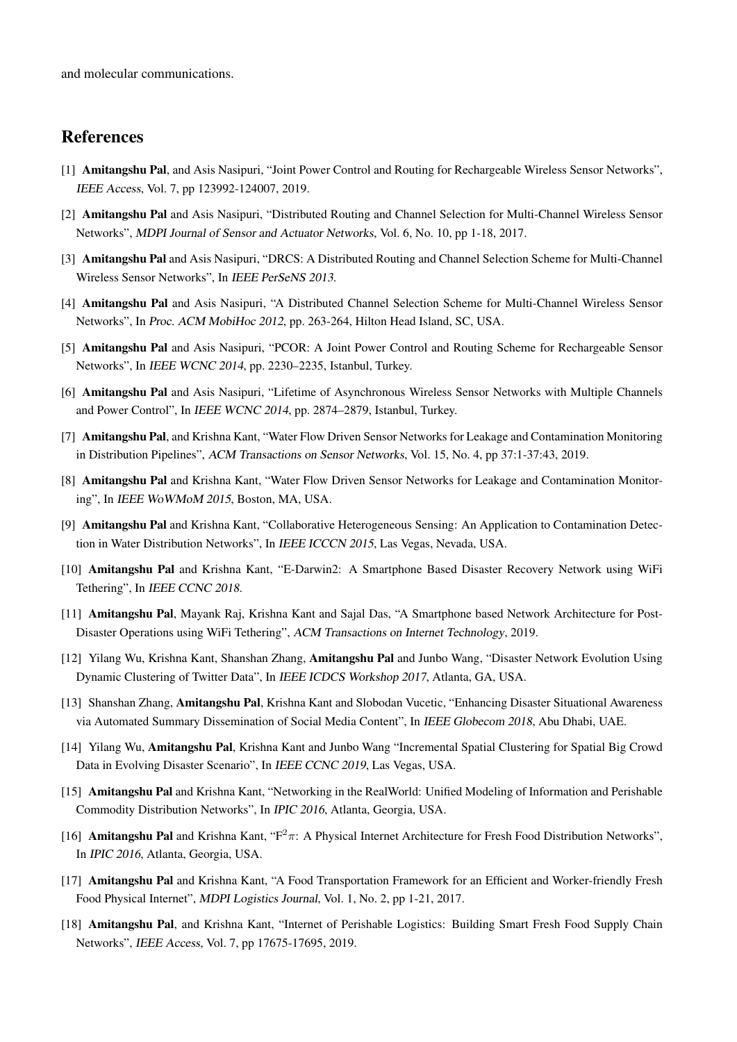and molecular communications.

## References

[1] **Amitangshu Pal**, and Asis Nasipuri, "Joint Power Control and Routing for Rechargeable Wireless Sensor Networks", *IEEE Access*, Vol. 7, pp 123992-124007, 2019.

[2] **Amitangshu Pal** and Asis Nasipuri, "Distributed Routing and Channel Selection for Multi-Channel Wireless Sensor Networks", *MDPI Journal of Sensor and Actuator Networks*, Vol. 6, No. 10, pp 1-18, 2017.

[3] **Amitangshu Pal** and Asis Nasipuri, "DRCS: A Distributed Routing and Channel Selection Scheme for Multi-Channel Wireless Sensor Networks", In *IEEE PerSeNS 2013*.

[4] **Amitangshu Pal** and Asis Nasipuri, "A Distributed Channel Selection Scheme for Multi-Channel Wireless Sensor Networks", In *Proc. ACM MobiHoc 2012*, pp. 263-264, Hilton Head Island, SC, USA.

[5] **Amitangshu Pal** and Asis Nasipuri, "PCOR: A Joint Power Control and Routing Scheme for Rechargeable Sensor Networks", In *IEEE WCNC 2014*, pp. 2230–2235, Istanbul, Turkey.

[6] **Amitangshu Pal** and Asis Nasipuri, "Lifetime of Asynchronous Wireless Sensor Networks with Multiple Channels and Power Control", In *IEEE WCNC 2014*, pp. 2874–2879, Istanbul, Turkey.

[7] **Amitangshu Pal**, and Krishna Kant, "Water Flow Driven Sensor Networks for Leakage and Contamination Monitoring in Distribution Pipelines", *ACM Transactions on Sensor Networks*, Vol. 15, No. 4, pp 37:1-37:43, 2019.

[8] **Amitangshu Pal** and Krishna Kant, "Water Flow Driven Sensor Networks for Leakage and Contamination Monitoring", In *IEEE WoWMoM 2015*, Boston, MA, USA.

[9] **Amitangshu Pal** and Krishna Kant, "Collaborative Heterogeneous Sensing: An Application to Contamination Detection in Water Distribution Networks", In *IEEE ICCCN 2015*, Las Vegas, Nevada, USA.

[10] **Amitangshu Pal** and Krishna Kant, "E-Darwin2: A Smartphone Based Disaster Recovery Network using WiFi Tethering", In *IEEE CCNC 2018*.

[11] **Amitangshu Pal**, Mayank Raj, Krishna Kant and Sajal Das, "A Smartphone based Network Architecture for Post-Disaster Operations using WiFi Tethering", *ACM Transactions on Internet Technology*, 2019.

[12] Yilang Wu, Krishna Kant, Shanshan Zhang, **Amitangshu Pal** and Junbo Wang, "Disaster Network Evolution Using Dynamic Clustering of Twitter Data", In *IEEE ICDCS Workshop 2017*, Atlanta, GA, USA.

[13] Shanshan Zhang, **Amitangshu Pal**, Krishna Kant and Slobodan Vucetic, "Enhancing Disaster Situational Awareness via Automated Summary Dissemination of Social Media Content", In *IEEE Globecom 2018*, Abu Dhabi, UAE.

[14] Yilang Wu, **Amitangshu Pal**, Krishna Kant and Junbo Wang "Incremental Spatial Clustering for Spatial Big Crowd Data in Evolving Disaster Scenario", In *IEEE CCNC 2019*, Las Vegas, USA.

[15] **Amitangshu Pal** and Krishna Kant, "Networking in the RealWorld: Unified Modeling of Information and Perishable Commodity Distribution Networks", In *IPIC 2016*, Atlanta, Georgia, USA.

[16] **Amitangshu Pal** and Krishna Kant, "$F^2\pi$: A Physical Internet Architecture for Fresh Food Distribution Networks", In *IPIC 2016*, Atlanta, Georgia, USA.

[17] **Amitangshu Pal** and Krishna Kant, "A Food Transportation Framework for an Efficient and Worker-friendly Fresh Food Physical Internet", *MDPI Logistics Journal*, Vol. 1, No. 2, pp 1-21, 2017.

[18] **Amitangshu Pal**, and Krishna Kant, "Internet of Perishable Logistics: Building Smart Fresh Food Supply Chain Networks", *IEEE Access*, Vol. 7, pp 17675-17695, 2019.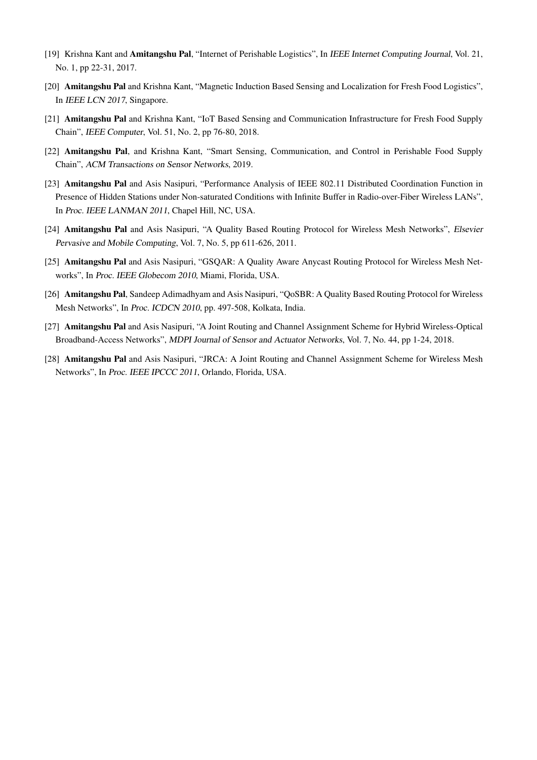[19] Krishna Kant and **Amitangshu Pal**, "Internet of Perishable Logistics", In *IEEE Internet Computing Journal*, Vol. 21, No. 1, pp 22-31, 2017.

[20] **Amitangshu Pal** and Krishna Kant, "Magnetic Induction Based Sensing and Localization for Fresh Food Logistics", In *IEEE LCN 2017*, Singapore.

[21] **Amitangshu Pal** and Krishna Kant, "IoT Based Sensing and Communication Infrastructure for Fresh Food Supply Chain", *IEEE Computer*, Vol. 51, No. 2, pp 76-80, 2018.

[22] **Amitangshu Pal**, and Krishna Kant, "Smart Sensing, Communication, and Control in Perishable Food Supply Chain", *ACM Transactions on Sensor Networks*, 2019.

[23] **Amitangshu Pal** and Asis Nasipuri, "Performance Analysis of IEEE 802.11 Distributed Coordination Function in Presence of Hidden Stations under Non-saturated Conditions with Infinite Buffer in Radio-over-Fiber Wireless LANs", In *Proc. IEEE LANMAN 2011*, Chapel Hill, NC, USA.

[24] **Amitangshu Pal** and Asis Nasipuri, "A Quality Based Routing Protocol for Wireless Mesh Networks", *Elsevier Pervasive and Mobile Computing*, Vol. 7, No. 5, pp 611-626, 2011.

[25] **Amitangshu Pal** and Asis Nasipuri, "GSQAR: A Quality Aware Anycast Routing Protocol for Wireless Mesh Networks", In *Proc. IEEE Globecom 2010*, Miami, Florida, USA.

[26] **Amitangshu Pal**, Sandeep Adimadhyam and Asis Nasipuri, "QoSBR: A Quality Based Routing Protocol for Wireless Mesh Networks", In *Proc. ICDCN 2010*, pp. 497-508, Kolkata, India.

[27] **Amitangshu Pal** and Asis Nasipuri, "A Joint Routing and Channel Assignment Scheme for Hybrid Wireless-Optical Broadband-Access Networks", *MDPI Journal of Sensor and Actuator Networks*, Vol. 7, No. 44, pp 1-24, 2018.

[28] **Amitangshu Pal** and Asis Nasipuri, "JRCA: A Joint Routing and Channel Assignment Scheme for Wireless Mesh Networks", In *Proc. IEEE IPCCC 2011*, Orlando, Florida, USA.